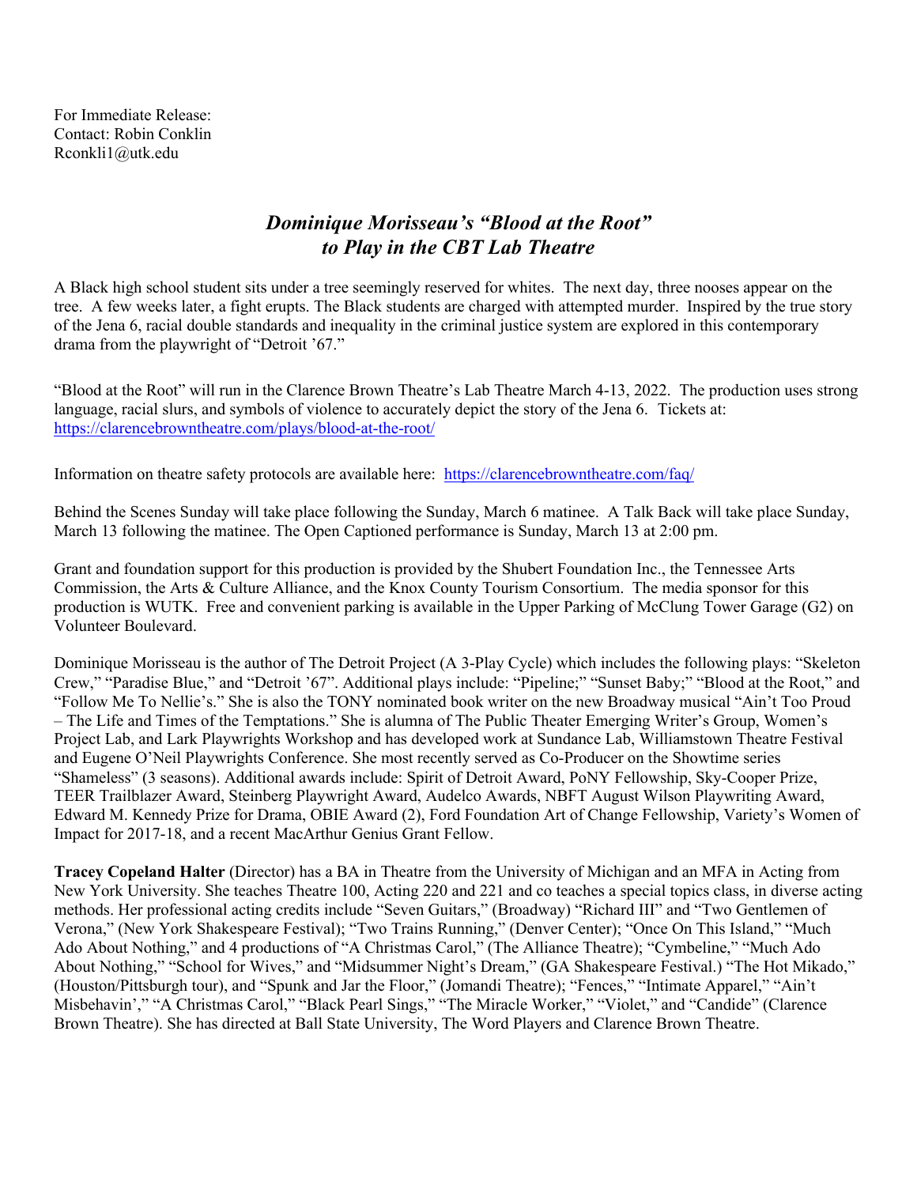For Immediate Release:
Contact: Robin Conklin
Rconkli1@utk.edu

# *Dominique Morisseau's "Blood at the Root" to Play in the CBT Lab Theatre*

A Black high school student sits under a tree seemingly reserved for whites. The next day, three nooses appear on the tree. A few weeks later, a fight erupts. The Black students are charged with attempted murder. Inspired by the true story of the Jena 6, racial double standards and inequality in the criminal justice system are explored in this contemporary drama from the playwright of "Detroit '67."

"Blood at the Root" will run in the Clarence Brown Theatre's Lab Theatre March 4-13, 2022. The production uses strong language, racial slurs, and symbols of violence to accurately depict the story of the Jena 6. Tickets at: https://clarencebrowntheatre.com/plays/blood-at-the-root/

Information on theatre safety protocols are available here: https://clarencebrowntheatre.com/faq/

Behind the Scenes Sunday will take place following the Sunday, March 6 matinee. A Talk Back will take place Sunday, March 13 following the matinee. The Open Captioned performance is Sunday, March 13 at 2:00 pm.

Grant and foundation support for this production is provided by the Shubert Foundation Inc., the Tennessee Arts Commission, the Arts & Culture Alliance, and the Knox County Tourism Consortium. The media sponsor for this production is WUTK. Free and convenient parking is available in the Upper Parking of McClung Tower Garage (G2) on Volunteer Boulevard.

Dominique Morisseau is the author of The Detroit Project (A 3-Play Cycle) which includes the following plays: "Skeleton Crew," "Paradise Blue," and "Detroit '67". Additional plays include: "Pipeline;" "Sunset Baby;" "Blood at the Root," and "Follow Me To Nellie's." She is also the TONY nominated book writer on the new Broadway musical "Ain't Too Proud – The Life and Times of the Temptations." She is alumna of The Public Theater Emerging Writer's Group, Women's Project Lab, and Lark Playwrights Workshop and has developed work at Sundance Lab, Williamstown Theatre Festival and Eugene O'Neil Playwrights Conference. She most recently served as Co-Producer on the Showtime series "Shameless" (3 seasons). Additional awards include: Spirit of Detroit Award, PoNY Fellowship, Sky-Cooper Prize, TEER Trailblazer Award, Steinberg Playwright Award, Audelco Awards, NBFT August Wilson Playwriting Award, Edward M. Kennedy Prize for Drama, OBIE Award (2), Ford Foundation Art of Change Fellowship, Variety's Women of Impact for 2017-18, and a recent MacArthur Genius Grant Fellow.

**Tracey Copeland Halter** (Director) has a BA in Theatre from the University of Michigan and an MFA in Acting from New York University. She teaches Theatre 100, Acting 220 and 221 and co teaches a special topics class, in diverse acting methods. Her professional acting credits include "Seven Guitars," (Broadway) "Richard III" and "Two Gentlemen of Verona," (New York Shakespeare Festival); "Two Trains Running," (Denver Center); "Once On This Island," "Much Ado About Nothing," and 4 productions of "A Christmas Carol," (The Alliance Theatre); "Cymbeline," "Much Ado About Nothing," "School for Wives," and "Midsummer Night's Dream," (GA Shakespeare Festival.) "The Hot Mikado," (Houston/Pittsburgh tour), and "Spunk and Jar the Floor," (Jomandi Theatre); "Fences," "Intimate Apparel," "Ain't Misbehavin'," "A Christmas Carol," "Black Pearl Sings," "The Miracle Worker," "Violet," and "Candide" (Clarence Brown Theatre). She has directed at Ball State University, The Word Players and Clarence Brown Theatre.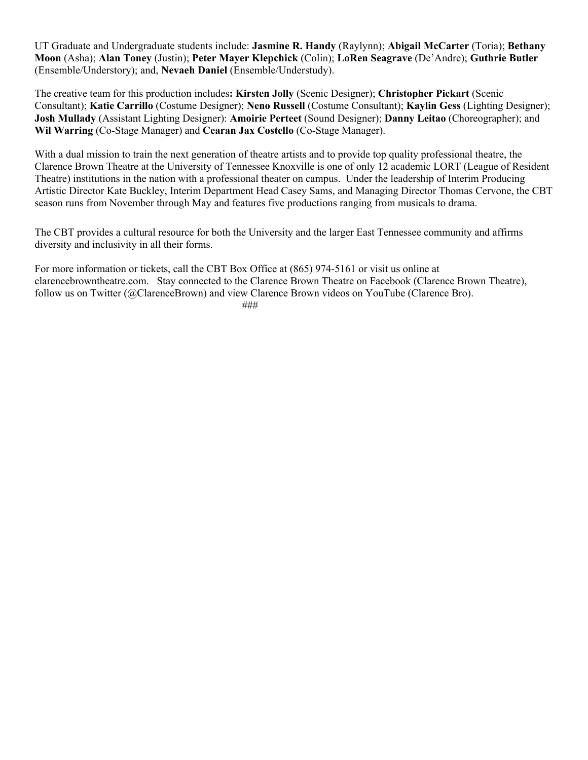UT Graduate and Undergraduate students include: **Jasmine R. Handy** (Raylynn); **Abigail McCarter** (Toria); **Bethany Moon** (Asha); **Alan Toney** (Justin); **Peter Mayer Klepchick** (Colin); **LoRen Seagrave** (De'Andre); **Guthrie Butler** (Ensemble/Understory); and, **Nevaeh Daniel** (Ensemble/Understudy).

The creative team for this production includes**: Kirsten Jolly** (Scenic Designer); **Christopher Pickart** (Scenic Consultant); **Katie Carrillo** (Costume Designer); **Neno Russell** (Costume Consultant); **Kaylin Gess** (Lighting Designer); **Josh Mullady** (Assistant Lighting Designer): **Amoirie Perteet** (Sound Designer); **Danny Leitao** (Choreographer); and **Wil Warring** (Co-Stage Manager) and **Cearan Jax Costello** (Co-Stage Manager).

With a dual mission to train the next generation of theatre artists and to provide top quality professional theatre, the Clarence Brown Theatre at the University of Tennessee Knoxville is one of only 12 academic LORT (League of Resident Theatre) institutions in the nation with a professional theater on campus. Under the leadership of Interim Producing Artistic Director Kate Buckley, Interim Department Head Casey Sams, and Managing Director Thomas Cervone, the CBT season runs from November through May and features five productions ranging from musicals to drama.

The CBT provides a cultural resource for both the University and the larger East Tennessee community and affirms diversity and inclusivity in all their forms.

For more information or tickets, call the CBT Box Office at (865) 974-5161 or visit us online at clarencebrowntheatre.com. Stay connected to the Clarence Brown Theatre on Facebook (Clarence Brown Theatre), follow us on Twitter (@ClarenceBrown) and view Clarence Brown videos on YouTube (Clarence Bro).

###